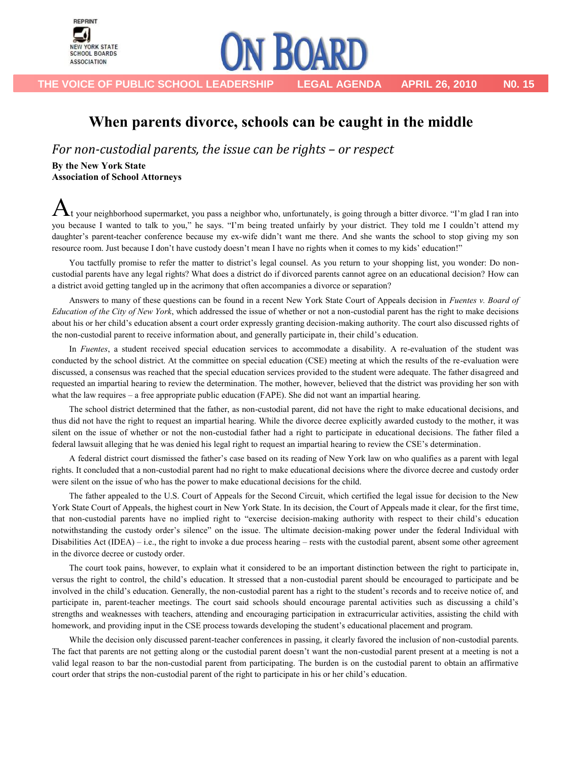REPRINT

NEW YORK STATE SCHOOL BOARDS ASSOCIATION

# ON BOARD

THE VOICE OF PUBLIC SCHOOL LEADERSHIP — LEGAL AGENDA — APRIL 26, 2010 — N0. 15

## When parents divorce, schools can be caught in the middle

*For non-custodial parents, the issue can be rights – or respect*

**By the New York State Association of School Attorneys**

At your neighborhood supermarket, you pass a neighbor who, unfortunately, is going through a bitter divorce. "I'm glad I ran into you because I wanted to talk to you," he says. "I'm being treated unfairly by your district. They told me I couldn't attend my daughter's parent-teacher conference because my ex-wife didn't want me there. And she wants the school to stop giving my son resource room. Just because I don't have custody doesn't mean I have no rights when it comes to my kids' education!"

You tactfully promise to refer the matter to district's legal counsel. As you return to your shopping list, you wonder: Do non-custodial parents have any legal rights? What does a district do if divorced parents cannot agree on an educational decision? How can a district avoid getting tangled up in the acrimony that often accompanies a divorce or separation?

Answers to many of these questions can be found in a recent New York State Court of Appeals decision in *Fuentes v. Board of Education of the City of New York*, which addressed the issue of whether or not a non-custodial parent has the right to make decisions about his or her child's education absent a court order expressly granting decision-making authority. The court also discussed rights of the non-custodial parent to receive information about, and generally participate in, their child's education.

In *Fuentes*, a student received special education services to accommodate a disability. A re-evaluation of the student was conducted by the school district. At the committee on special education (CSE) meeting at which the results of the re-evaluation were discussed, a consensus was reached that the special education services provided to the student were adequate. The father disagreed and requested an impartial hearing to review the determination. The mother, however, believed that the district was providing her son with what the law requires – a free appropriate public education (FAPE). She did not want an impartial hearing.

The school district determined that the father, as non-custodial parent, did not have the right to make educational decisions, and thus did not have the right to request an impartial hearing. While the divorce decree explicitly awarded custody to the mother, it was silent on the issue of whether or not the non-custodial father had a right to participate in educational decisions. The father filed a federal lawsuit alleging that he was denied his legal right to request an impartial hearing to review the CSE's determination.

A federal district court dismissed the father's case based on its reading of New York law on who qualifies as a parent with legal rights. It concluded that a non-custodial parent had no right to make educational decisions where the divorce decree and custody order were silent on the issue of who has the power to make educational decisions for the child.

The father appealed to the U.S. Court of Appeals for the Second Circuit, which certified the legal issue for decision to the New York State Court of Appeals, the highest court in New York State. In its decision, the Court of Appeals made it clear, for the first time, that non-custodial parents have no implied right to "exercise decision-making authority with respect to their child's education notwithstanding the custody order's silence" on the issue. The ultimate decision-making power under the federal Individual with Disabilities Act (IDEA) – i.e., the right to invoke a due process hearing – rests with the custodial parent, absent some other agreement in the divorce decree or custody order.

The court took pains, however, to explain what it considered to be an important distinction between the right to participate in, versus the right to control, the child's education. It stressed that a non-custodial parent should be encouraged to participate and be involved in the child's education. Generally, the non-custodial parent has a right to the student's records and to receive notice of, and participate in, parent-teacher meetings. The court said schools should encourage parental activities such as discussing a child's strengths and weaknesses with teachers, attending and encouraging participation in extracurricular activities, assisting the child with homework, and providing input in the CSE process towards developing the student's educational placement and program.

While the decision only discussed parent-teacher conferences in passing, it clearly favored the inclusion of non-custodial parents. The fact that parents are not getting along or the custodial parent doesn't want the non-custodial parent present at a meeting is not a valid legal reason to bar the non-custodial parent from participating. The burden is on the custodial parent to obtain an affirmative court order that strips the non-custodial parent of the right to participate in his or her child's education.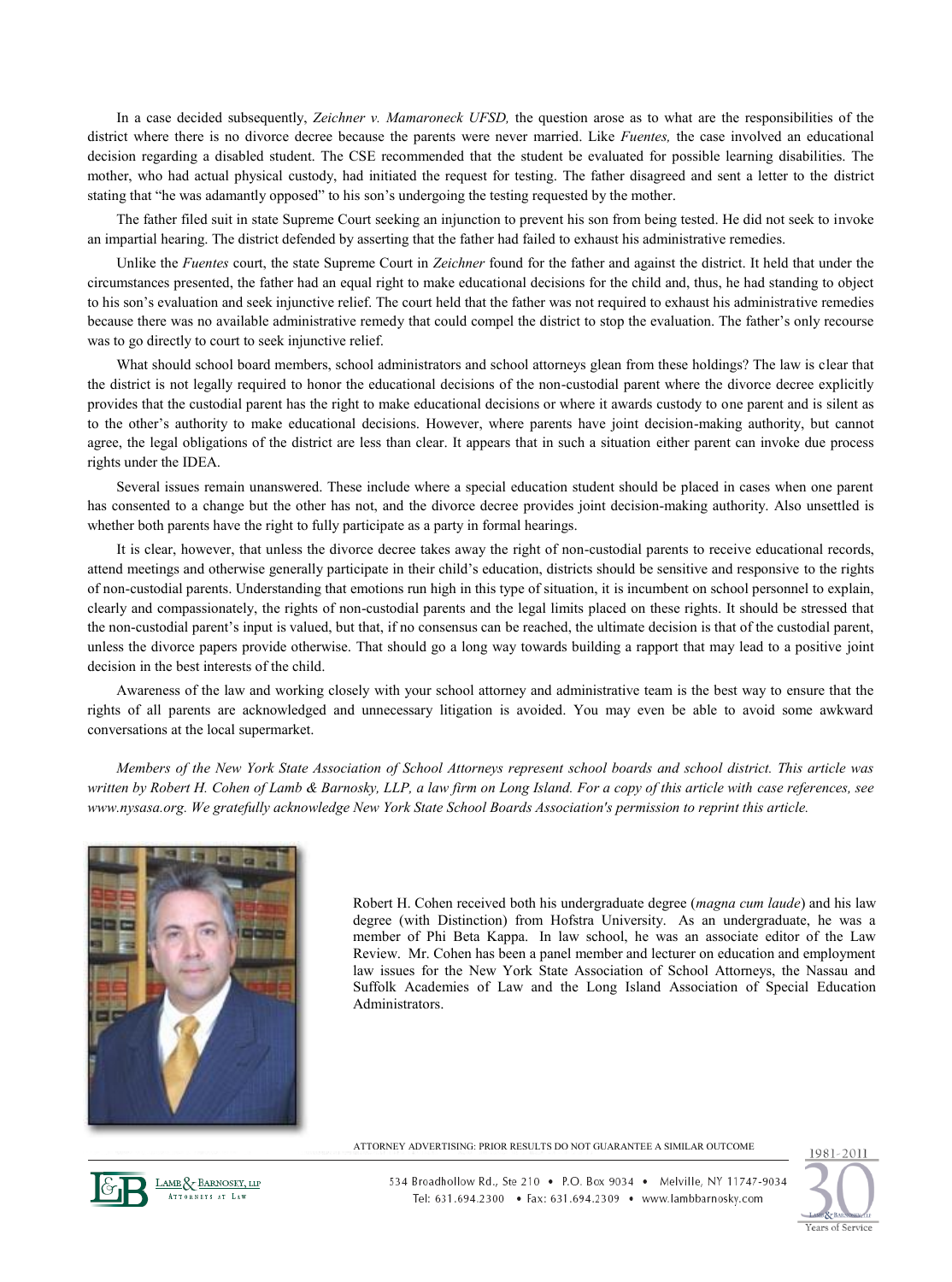In a case decided subsequently, *Zeichner v. Mamaroneck UFSD,* the question arose as to what are the responsibilities of the district where there is no divorce decree because the parents were never married. Like *Fuentes,* the case involved an educational decision regarding a disabled student. The CSE recommended that the student be evaluated for possible learning disabilities. The mother, who had actual physical custody, had initiated the request for testing. The father disagreed and sent a letter to the district stating that "he was adamantly opposed" to his son's undergoing the testing requested by the mother.

The father filed suit in state Supreme Court seeking an injunction to prevent his son from being tested. He did not seek to invoke an impartial hearing. The district defended by asserting that the father had failed to exhaust his administrative remedies.

Unlike the *Fuentes* court, the state Supreme Court in *Zeichner* found for the father and against the district. It held that under the circumstances presented, the father had an equal right to make educational decisions for the child and, thus, he had standing to object to his son's evaluation and seek injunctive relief. The court held that the father was not required to exhaust his administrative remedies because there was no available administrative remedy that could compel the district to stop the evaluation. The father's only recourse was to go directly to court to seek injunctive relief.

What should school board members, school administrators and school attorneys glean from these holdings? The law is clear that the district is not legally required to honor the educational decisions of the non-custodial parent where the divorce decree explicitly provides that the custodial parent has the right to make educational decisions or where it awards custody to one parent and is silent as to the other's authority to make educational decisions. However, where parents have joint decision-making authority, but cannot agree, the legal obligations of the district are less than clear. It appears that in such a situation either parent can invoke due process rights under the IDEA.

Several issues remain unanswered. These include where a special education student should be placed in cases when one parent has consented to a change but the other has not, and the divorce decree provides joint decision-making authority. Also unsettled is whether both parents have the right to fully participate as a party in formal hearings.

It is clear, however, that unless the divorce decree takes away the right of non-custodial parents to receive educational records, attend meetings and otherwise generally participate in their child's education, districts should be sensitive and responsive to the rights of non-custodial parents. Understanding that emotions run high in this type of situation, it is incumbent on school personnel to explain, clearly and compassionately, the rights of non-custodial parents and the legal limits placed on these rights. It should be stressed that the non-custodial parent's input is valued, but that, if no consensus can be reached, the ultimate decision is that of the custodial parent, unless the divorce papers provide otherwise. That should go a long way towards building a rapport that may lead to a positive joint decision in the best interests of the child.

Awareness of the law and working closely with your school attorney and administrative team is the best way to ensure that the rights of all parents are acknowledged and unnecessary litigation is avoided. You may even be able to avoid some awkward conversations at the local supermarket.

*Members of the New York State Association of School Attorneys represent school boards and school district. This article was written by Robert H. Cohen of Lamb & Barnosky, LLP, a law firm on Long Island. For a copy of this article with case references, see www.nysasa.org. We gratefully acknowledge New York State School Boards Association's permission to reprint this article.*

Robert H. Cohen received both his undergraduate degree (*magna cum laude*) and his law degree (with Distinction) from Hofstra University. As an undergraduate, he was a member of Phi Beta Kappa. In law school, he was an associate editor of the Law Review. Mr. Cohen has been a panel member and lecturer on education and employment law issues for the New York State Association of School Attorneys, the Nassau and Suffolk Academies of Law and the Long Island Association of Special Education Administrators.

ATTORNEY ADVERTISING: PRIOR RESULTS DO NOT GUARANTEE A SIMILAR OUTCOME

Lamb & Barnosky, LLP — Attorneys at Law

534 Broadhollow Rd., Ste 210 • P.O. Box 9034 • Melville, NY 11747-9034
Tel: 631.694.2300 • Fax: 631.694.2309 • www.lambbarnosky.com

1981-2011 30 Years of Service